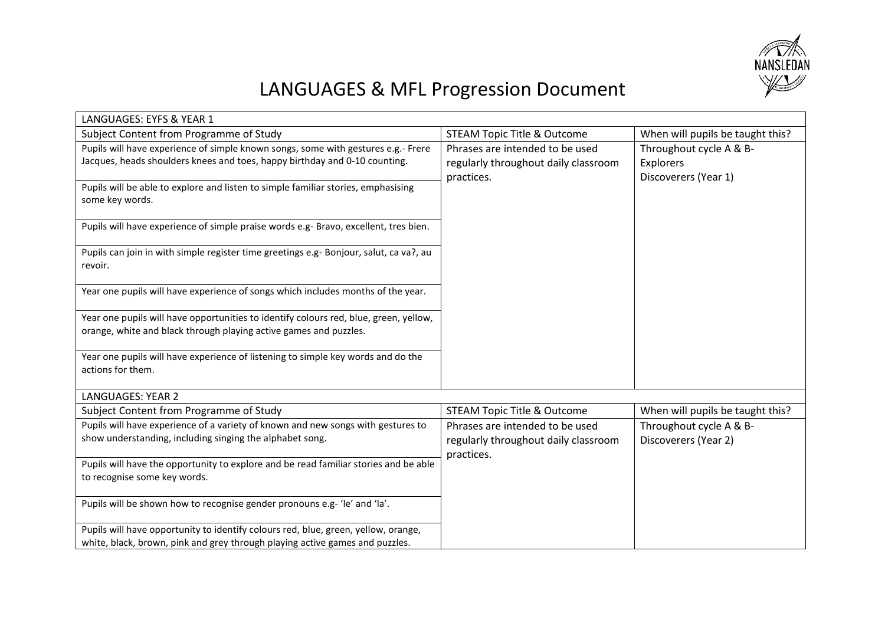# LANGUAGES & MFL Progression Document

| LANGUAGES: EYFS & YEAR 1 | | |
| --- | --- | --- |
| Subject Content from Programme of Study | STEAM Topic Title & Outcome | When will pupils be taught this? |
| Pupils will have experience of simple known songs, some with gestures e.g.- Frere Jacques, heads shoulders knees and toes, happy birthday and 0-10 counting. | Phrases are intended to be used regularly throughout daily classroom practices. | Throughout cycle A & B- Explorers Discoverers (Year 1) |
| Pupils will be able to explore and listen to simple familiar stories, emphasising some key words. | | |
| Pupils will have experience of simple praise words e.g- Bravo, excellent, tres bien. | | |
| Pupils can join in with simple register time greetings e.g- Bonjour, salut, ca va?, au revoir. | | |
| Year one pupils will have experience of songs which includes months of the year. | | |
| Year one pupils will have opportunities to identify colours red, blue, green, yellow, orange, white and black through playing active games and puzzles. | | |
| Year one pupils will have experience of listening to simple key words and do the actions for them. | | |

| LANGUAGES: YEAR 2 | | |
| --- | --- | --- |
| Subject Content from Programme of Study | STEAM Topic Title & Outcome | When will pupils be taught this? |
| Pupils will have experience of a variety of known and new songs with gestures to show understanding, including singing the alphabet song. | Phrases are intended to be used regularly throughout daily classroom practices. | Throughout cycle A & B- Discoverers (Year 2) |
| Pupils will have the opportunity to explore and be read familiar stories and be able to recognise some key words. | | |
| Pupils will be shown how to recognise gender pronouns e.g- 'le' and 'la'. | | |
| Pupils will have opportunity to identify colours red, blue, green, yellow, orange, white, black, brown, pink and grey through playing active games and puzzles. | | |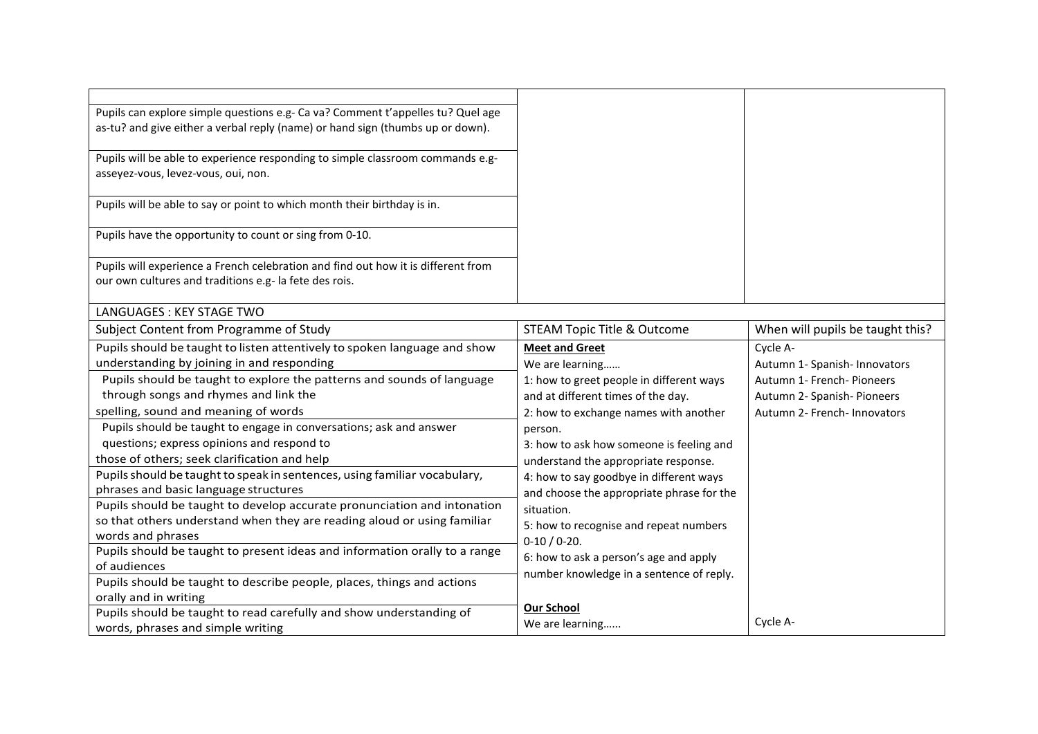| | | |
|---|---|---|
| Pupils can explore simple questions e.g- Ca va? Comment t'appelles tu? Quel age as-tu? and give either a verbal reply (name) or hand sign (thumbs up or down). | | |
| Pupils will be able to experience responding to simple classroom commands e.g- asseyez-vous, levez-vous, oui, non. | | |
| Pupils will be able to say or point to which month their birthday is in. | | |
| Pupils have the opportunity to count or sing from 0-10. | | |
| Pupils will experience a French celebration and find out how it is different from our own cultures and traditions e.g- la fete des rois. | | |

LANGUAGES : KEY STAGE TWO

| Subject Content from Programme of Study | STEAM Topic Title & Outcome | When will pupils be taught this? |
|---|---|---|
| Pupils should be taught to listen attentively to spoken language and show understanding by joining in and responding<br>Pupils should be taught to explore the patterns and sounds of language through songs and rhymes and link the spelling, sound and meaning of words<br>Pupils should be taught to engage in conversations; ask and answer questions; express opinions and respond to those of others; seek clarification and help<br>Pupils should be taught to speak in sentences, using familiar vocabulary, phrases and basic language structures<br>Pupils should be taught to develop accurate pronunciation and intonation so that others understand when they are reading aloud or using familiar words and phrases<br>Pupils should be taught to present ideas and information orally to a range of audiences<br>Pupils should be taught to describe people, places, things and actions orally and in writing<br>Pupils should be taught to read carefully and show understanding of words, phrases and simple writing | **Meet and Greet**<br>We are learning……<br>1: how to greet people in different ways and at different times of the day.<br>2: how to exchange names with another person.<br>3: how to ask how someone is feeling and understand the appropriate response.<br>4: how to say goodbye in different ways and choose the appropriate phrase for the situation.<br>5: how to recognise and repeat numbers 0-10 / 0-20.<br>6: how to ask a person's age and apply number knowledge in a sentence of reply.<br><br>**Our School**<br>We are learning…… | Cycle A-<br>Autumn 1- Spanish- Innovators<br>Autumn 1- French- Pioneers<br>Autumn 2- Spanish- Pioneers<br>Autumn 2- French- Innovators<br><br>Cycle A- |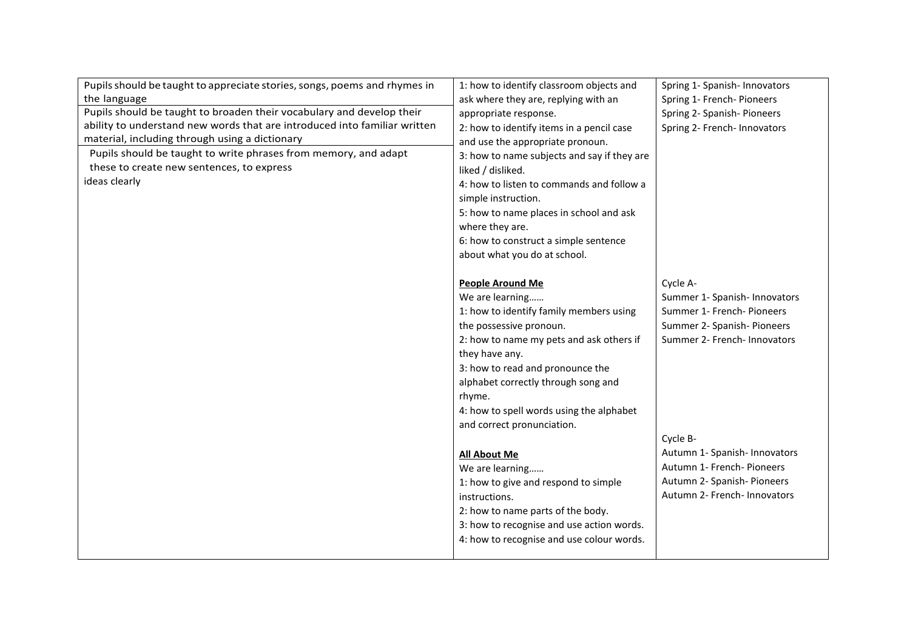| | | |
|---|---|---|
| Pupils should be taught to appreciate stories, songs, poems and rhymes in the language<br>Pupils should be taught to broaden their vocabulary and develop their ability to understand new words that are introduced into familiar written material, including through using a dictionary<br>Pupils should be taught to write phrases from memory, and adapt these to create new sentences, to express ideas clearly | 1: how to identify classroom objects and ask where they are, replying with an appropriate response.<br>2: how to identify items in a pencil case and use the appropriate pronoun.<br>3: how to name subjects and say if they are liked / disliked.<br>4: how to listen to commands and follow a simple instruction.<br>5: how to name places in school and ask where they are.<br>6: how to construct a simple sentence about what you do at school.<br><br>**<u>People Around Me</u>**<br>We are learning……<br>1: how to identify family members using the possessive pronoun.<br>2: how to name my pets and ask others if they have any.<br>3: how to read and pronounce the alphabet correctly through song and rhyme.<br>4: how to spell words using the alphabet and correct pronunciation.<br><br>**<u>All About Me</u>**<br>We are learning……<br>1: how to give and respond to simple instructions.<br>2: how to name parts of the body.<br>3: how to recognise and use action words.<br>4: how to recognise and use colour words. | Spring 1- Spanish- Innovators<br>Spring 1- French- Pioneers<br>Spring 2- Spanish- Pioneers<br>Spring 2- French- Innovators<br><br>Cycle A-<br>Summer 1- Spanish- Innovators<br>Summer 1- French- Pioneers<br>Summer 2- Spanish- Pioneers<br>Summer 2- French- Innovators<br><br>Cycle B-<br>Autumn 1- Spanish- Innovators<br>Autumn 1- French- Pioneers<br>Autumn 2- Spanish- Pioneers<br>Autumn 2- French- Innovators |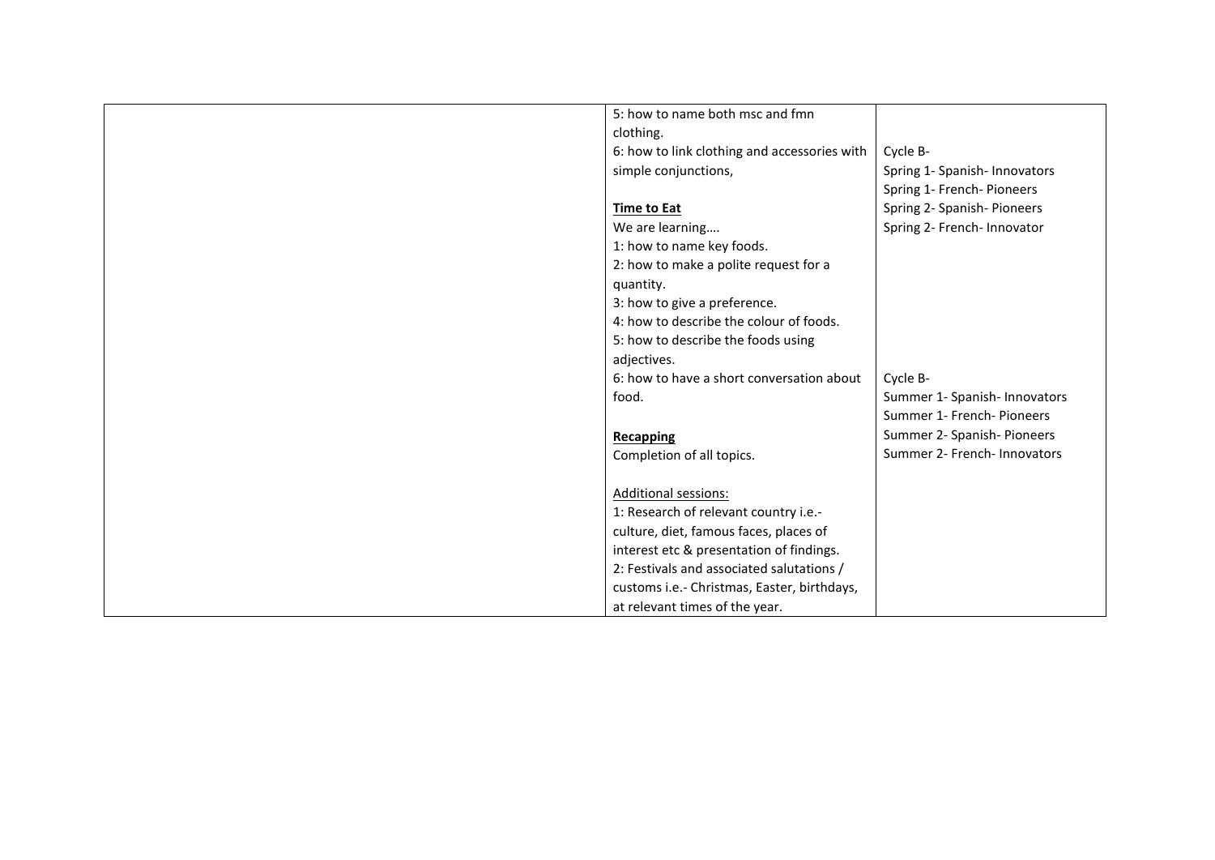| | | |
|---|---|---|
| | 5: how to name both msc and fmn clothing.<br>6: how to link clothing and accessories with simple conjunctions,<br><br>**<u>Time to Eat</u>**<br>We are learning….<br>1: how to name key foods.<br>2: how to make a polite request for a quantity.<br>3: how to give a preference.<br>4: how to describe the colour of foods.<br>5: how to describe the foods using adjectives.<br>6: how to have a short conversation about food.<br><br>**<u>Recapping</u>**<br>Completion of all topics.<br><br><u>Additional sessions:</u><br>1: Research of relevant country i.e.- culture, diet, famous faces, places of interest etc & presentation of findings.<br>2: Festivals and associated salutations / customs i.e.- Christmas, Easter, birthdays, at relevant times of the year. | Cycle B-<br>Spring 1- Spanish- Innovators<br>Spring 1- French- Pioneers<br>Spring 2- Spanish- Pioneers<br>Spring 2- French- Innovator<br><br>Cycle B-<br>Summer 1- Spanish- Innovators<br>Summer 1- French- Pioneers<br>Summer 2- Spanish- Pioneers<br>Summer 2- French- Innovators |